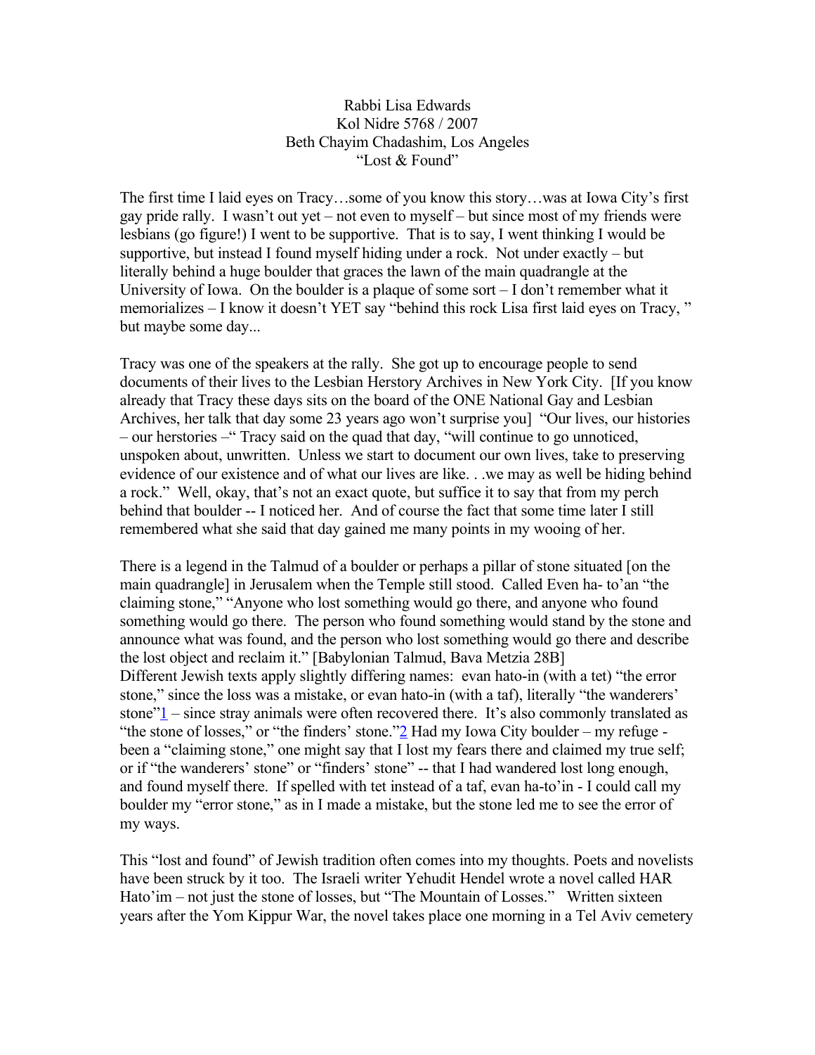Rabbi Lisa Edwards
Kol Nidre 5768 / 2007
Beth Chayim Chadashim, Los Angeles
"Lost & Found"

The first time I laid eyes on Tracy…some of you know this story…was at Iowa City's first gay pride rally. I wasn't out yet – not even to myself – but since most of my friends were lesbians (go figure!) I went to be supportive. That is to say, I went thinking I would be supportive, but instead I found myself hiding under a rock. Not under exactly – but literally behind a huge boulder that graces the lawn of the main quadrangle at the University of Iowa. On the boulder is a plaque of some sort – I don't remember what it memorializes – I know it doesn't YET say "behind this rock Lisa first laid eyes on Tracy, " but maybe some day...

Tracy was one of the speakers at the rally. She got up to encourage people to send documents of their lives to the Lesbian Herstory Archives in New York City. [If you know already that Tracy these days sits on the board of the ONE National Gay and Lesbian Archives, her talk that day some 23 years ago won't surprise you] "Our lives, our histories – our herstories –" Tracy said on the quad that day, "will continue to go unnoticed, unspoken about, unwritten. Unless we start to document our own lives, take to preserving evidence of our existence and of what our lives are like. . .we may as well be hiding behind a rock." Well, okay, that's not an exact quote, but suffice it to say that from my perch behind that boulder -- I noticed her. And of course the fact that some time later I still remembered what she said that day gained me many points in my wooing of her.

There is a legend in the Talmud of a boulder or perhaps a pillar of stone situated [on the main quadrangle] in Jerusalem when the Temple still stood. Called Even ha- to'an "the claiming stone," "Anyone who lost something would go there, and anyone who found something would go there. The person who found something would stand by the stone and announce what was found, and the person who lost something would go there and describe the lost object and reclaim it." [Babylonian Talmud, Bava Metzia 28B]
Different Jewish texts apply slightly differing names: evan hato-in (with a tet) "the error stone," since the loss was a mistake, or evan hato-in (with a taf), literally "the wanderers' stone"[1] – since stray animals were often recovered there. It's also commonly translated as "the stone of losses," or "the finders' stone."[2] Had my Iowa City boulder – my refuge - been a "claiming stone," one might say that I lost my fears there and claimed my true self; or if "the wanderers' stone" or "finders' stone" -- that I had wandered lost long enough, and found myself there. If spelled with tet instead of a taf, evan ha-to'in - I could call my boulder my "error stone," as in I made a mistake, but the stone led me to see the error of my ways.

This "lost and found" of Jewish tradition often comes into my thoughts. Poets and novelists have been struck by it too. The Israeli writer Yehudit Hendel wrote a novel called HAR Hato'im – not just the stone of losses, but "The Mountain of Losses." Written sixteen years after the Yom Kippur War, the novel takes place one morning in a Tel Aviv cemetery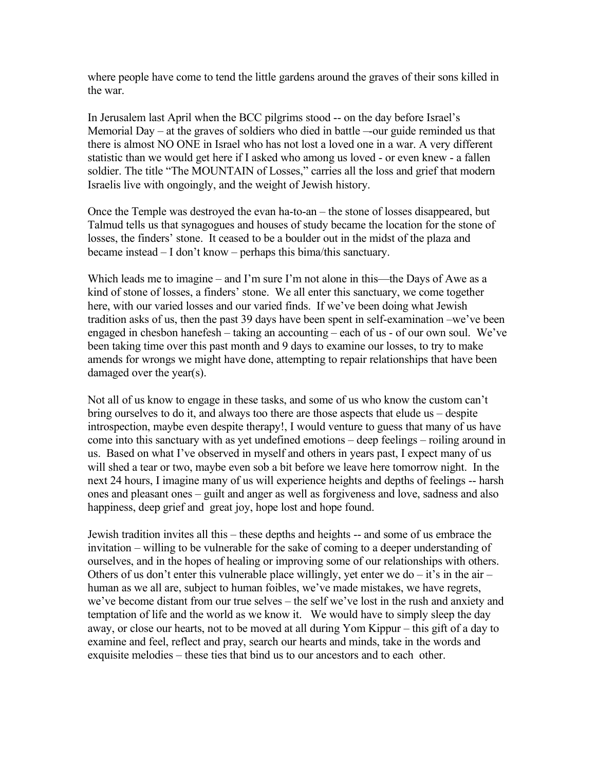where people have come to tend the little gardens around the graves of their sons killed in the war.

In Jerusalem last April when the BCC pilgrims stood -- on the day before Israel's Memorial Day – at the graves of soldiers who died in battle —our guide reminded us that there is almost NO ONE in Israel who has not lost a loved one in a war. A very different statistic than we would get here if I asked who among us loved - or even knew - a fallen soldier. The title "The MOUNTAIN of Losses," carries all the loss and grief that modern Israelis live with ongoingly, and the weight of Jewish history.

Once the Temple was destroyed the evan ha-to-an – the stone of losses disappeared, but Talmud tells us that synagogues and houses of study became the location for the stone of losses, the finders' stone. It ceased to be a boulder out in the midst of the plaza and became instead – I don't know – perhaps this bima/this sanctuary.

Which leads me to imagine – and I'm sure I'm not alone in this—the Days of Awe as a kind of stone of losses, a finders' stone. We all enter this sanctuary, we come together here, with our varied losses and our varied finds. If we've been doing what Jewish tradition asks of us, then the past 39 days have been spent in self-examination –we've been engaged in chesbon hanefesh – taking an accounting – each of us - of our own soul. We've been taking time over this past month and 9 days to examine our losses, to try to make amends for wrongs we might have done, attempting to repair relationships that have been damaged over the year(s).

Not all of us know to engage in these tasks, and some of us who know the custom can't bring ourselves to do it, and always too there are those aspects that elude us – despite introspection, maybe even despite therapy!, I would venture to guess that many of us have come into this sanctuary with as yet undefined emotions – deep feelings – roiling around in us. Based on what I've observed in myself and others in years past, I expect many of us will shed a tear or two, maybe even sob a bit before we leave here tomorrow night. In the next 24 hours, I imagine many of us will experience heights and depths of feelings -- harsh ones and pleasant ones – guilt and anger as well as forgiveness and love, sadness and also happiness, deep grief and great joy, hope lost and hope found.

Jewish tradition invites all this – these depths and heights -- and some of us embrace the invitation – willing to be vulnerable for the sake of coming to a deeper understanding of ourselves, and in the hopes of healing or improving some of our relationships with others. Others of us don't enter this vulnerable place willingly, yet enter we do – it's in the air – human as we all are, subject to human foibles, we've made mistakes, we have regrets, we've become distant from our true selves – the self we've lost in the rush and anxiety and temptation of life and the world as we know it. We would have to simply sleep the day away, or close our hearts, not to be moved at all during Yom Kippur – this gift of a day to examine and feel, reflect and pray, search our hearts and minds, take in the words and exquisite melodies – these ties that bind us to our ancestors and to each other.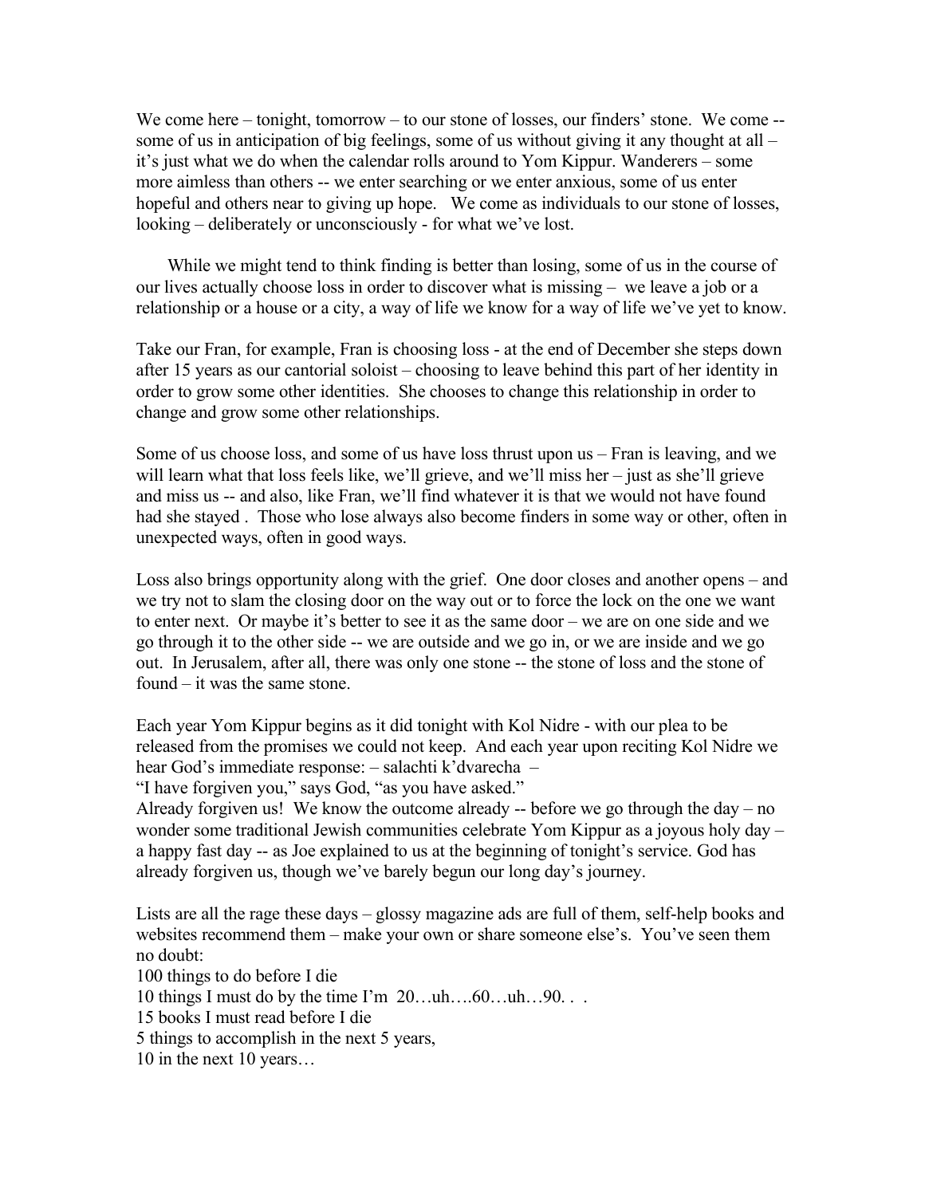We come here – tonight, tomorrow – to our stone of losses, our finders' stone. We come -- some of us in anticipation of big feelings, some of us without giving it any thought at all – it's just what we do when the calendar rolls around to Yom Kippur. Wanderers – some more aimless than others -- we enter searching or we enter anxious, some of us enter hopeful and others near to giving up hope. We come as individuals to our stone of losses, looking – deliberately or unconsciously - for what we've lost.

While we might tend to think finding is better than losing, some of us in the course of our lives actually choose loss in order to discover what is missing – we leave a job or a relationship or a house or a city, a way of life we know for a way of life we've yet to know.

Take our Fran, for example, Fran is choosing loss - at the end of December she steps down after 15 years as our cantorial soloist – choosing to leave behind this part of her identity in order to grow some other identities. She chooses to change this relationship in order to change and grow some other relationships.

Some of us choose loss, and some of us have loss thrust upon us – Fran is leaving, and we will learn what that loss feels like, we'll grieve, and we'll miss her – just as she'll grieve and miss us -- and also, like Fran, we'll find whatever it is that we would not have found had she stayed . Those who lose always also become finders in some way or other, often in unexpected ways, often in good ways.

Loss also brings opportunity along with the grief. One door closes and another opens – and we try not to slam the closing door on the way out or to force the lock on the one we want to enter next. Or maybe it's better to see it as the same door – we are on one side and we go through it to the other side -- we are outside and we go in, or we are inside and we go out. In Jerusalem, after all, there was only one stone -- the stone of loss and the stone of found – it was the same stone.

Each year Yom Kippur begins as it did tonight with Kol Nidre - with our plea to be released from the promises we could not keep. And each year upon reciting Kol Nidre we hear God's immediate response: – salachti k'dvarecha –
"I have forgiven you," says God, "as you have asked."
Already forgiven us! We know the outcome already -- before we go through the day – no wonder some traditional Jewish communities celebrate Yom Kippur as a joyous holy day – a happy fast day -- as Joe explained to us at the beginning of tonight's service. God has already forgiven us, though we've barely begun our long day's journey.

Lists are all the rage these days – glossy magazine ads are full of them, self-help books and websites recommend them – make your own or share someone else's. You've seen them no doubt:
100 things to do before I die
10 things I must do by the time I'm 20…uh….60…uh…90. . .
15 books I must read before I die
5 things to accomplish in the next 5 years,
10 in the next 10 years…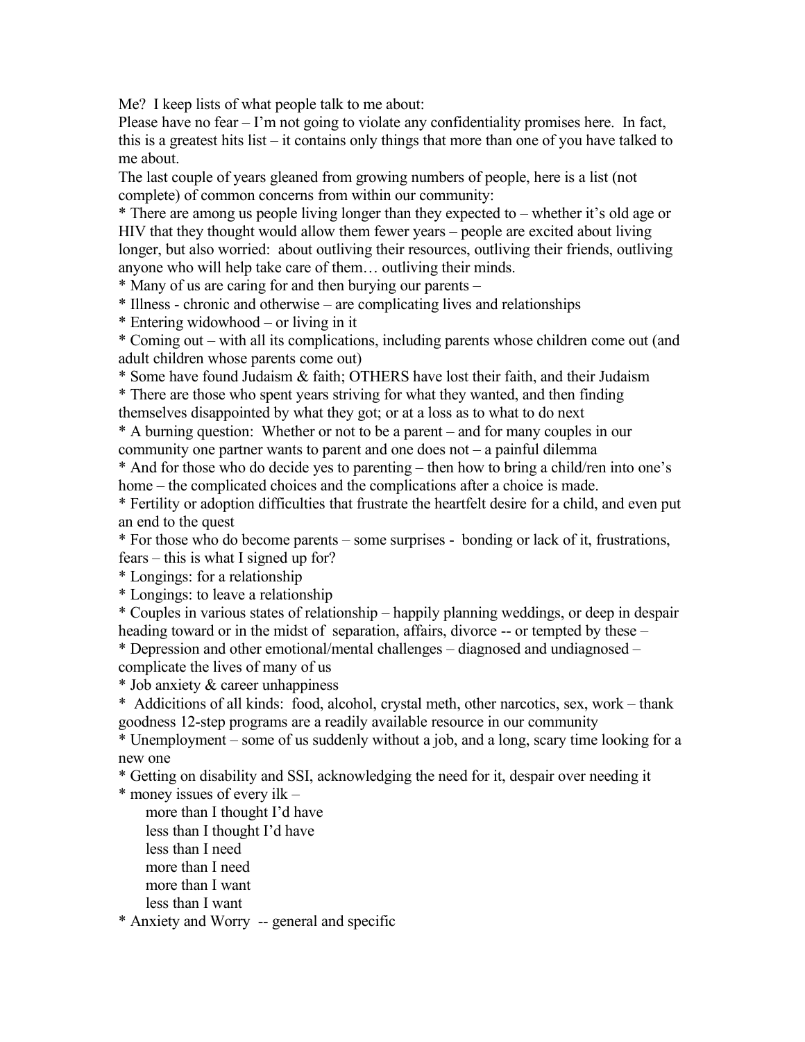Me? I keep lists of what people talk to me about:

Please have no fear – I'm not going to violate any confidentiality promises here. In fact, this is a greatest hits list – it contains only things that more than one of you have talked to me about.

The last couple of years gleaned from growing numbers of people, here is a list (not complete) of common concerns from within our community:

* There are among us people living longer than they expected to – whether it's old age or HIV that they thought would allow them fewer years – people are excited about living longer, but also worried: about outliving their resources, outliving their friends, outliving anyone who will help take care of them… outliving their minds.
* Many of us are caring for and then burying our parents –
* Illness - chronic and otherwise – are complicating lives and relationships
* Entering widowhood – or living in it
* Coming out – with all its complications, including parents whose children come out (and adult children whose parents come out)
* Some have found Judaism & faith; OTHERS have lost their faith, and their Judaism
* There are those who spent years striving for what they wanted, and then finding themselves disappointed by what they got; or at a loss as to what to do next
* A burning question: Whether or not to be a parent – and for many couples in our community one partner wants to parent and one does not – a painful dilemma
* And for those who do decide yes to parenting – then how to bring a child/ren into one's home – the complicated choices and the complications after a choice is made.
* Fertility or adoption difficulties that frustrate the heartfelt desire for a child, and even put an end to the quest
* For those who do become parents – some surprises - bonding or lack of it, frustrations, fears – this is what I signed up for?
* Longings: for a relationship
* Longings: to leave a relationship
* Couples in various states of relationship – happily planning weddings, or deep in despair heading toward or in the midst of separation, affairs, divorce -- or tempted by these –
* Depression and other emotional/mental challenges – diagnosed and undiagnosed – complicate the lives of many of us
* Job anxiety & career unhappiness
* Addicitions of all kinds: food, alcohol, crystal meth, other narcotics, sex, work – thank goodness 12-step programs are a readily available resource in our community
* Unemployment – some of us suddenly without a job, and a long, scary time looking for a new one
* Getting on disability and SSI, acknowledging the need for it, despair over needing it
* money issues of every ilk –
    - more than I thought I'd have
    - less than I thought I'd have
    - less than I need
    - more than I need
    - more than I want
    - less than I want
* Anxiety and Worry -- general and specific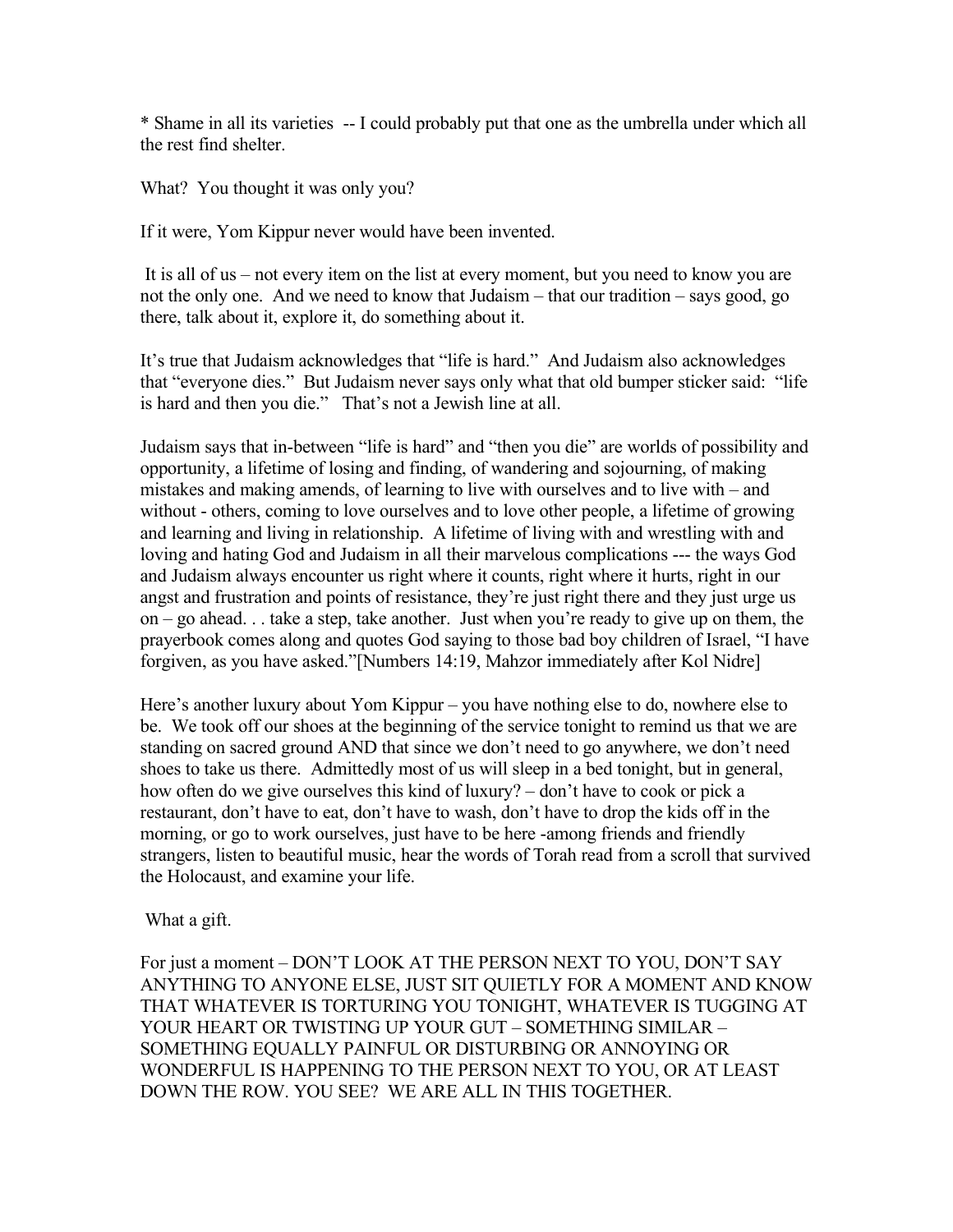* Shame in all its varieties -- I could probably put that one as the umbrella under which all the rest find shelter.

What? You thought it was only you?

If it were, Yom Kippur never would have been invented.

It is all of us – not every item on the list at every moment, but you need to know you are not the only one. And we need to know that Judaism – that our tradition – says good, go there, talk about it, explore it, do something about it.

It's true that Judaism acknowledges that "life is hard." And Judaism also acknowledges that "everyone dies." But Judaism never says only what that old bumper sticker said: "life is hard and then you die." That's not a Jewish line at all.

Judaism says that in-between "life is hard" and "then you die" are worlds of possibility and opportunity, a lifetime of losing and finding, of wandering and sojourning, of making mistakes and making amends, of learning to live with ourselves and to live with – and without - others, coming to love ourselves and to love other people, a lifetime of growing and learning and living in relationship. A lifetime of living with and wrestling with and loving and hating God and Judaism in all their marvelous complications --- the ways God and Judaism always encounter us right where it counts, right where it hurts, right in our angst and frustration and points of resistance, they're just right there and they just urge us on – go ahead. . . take a step, take another. Just when you're ready to give up on them, the prayerbook comes along and quotes God saying to those bad boy children of Israel, "I have forgiven, as you have asked."[Numbers 14:19, Mahzor immediately after Kol Nidre]

Here's another luxury about Yom Kippur – you have nothing else to do, nowhere else to be. We took off our shoes at the beginning of the service tonight to remind us that we are standing on sacred ground AND that since we don't need to go anywhere, we don't need shoes to take us there. Admittedly most of us will sleep in a bed tonight, but in general, how often do we give ourselves this kind of luxury? – don't have to cook or pick a restaurant, don't have to eat, don't have to wash, don't have to drop the kids off in the morning, or go to work ourselves, just have to be here -among friends and friendly strangers, listen to beautiful music, hear the words of Torah read from a scroll that survived the Holocaust, and examine your life.

What a gift.

For just a moment – DON'T LOOK AT THE PERSON NEXT TO YOU, DON'T SAY ANYTHING TO ANYONE ELSE, JUST SIT QUIETLY FOR A MOMENT AND KNOW THAT WHATEVER IS TORTURING YOU TONIGHT, WHATEVER IS TUGGING AT YOUR HEART OR TWISTING UP YOUR GUT – SOMETHING SIMILAR – SOMETHING EQUALLY PAINFUL OR DISTURBING OR ANNOYING OR WONDERFUL IS HAPPENING TO THE PERSON NEXT TO YOU, OR AT LEAST DOWN THE ROW. YOU SEE? WE ARE ALL IN THIS TOGETHER.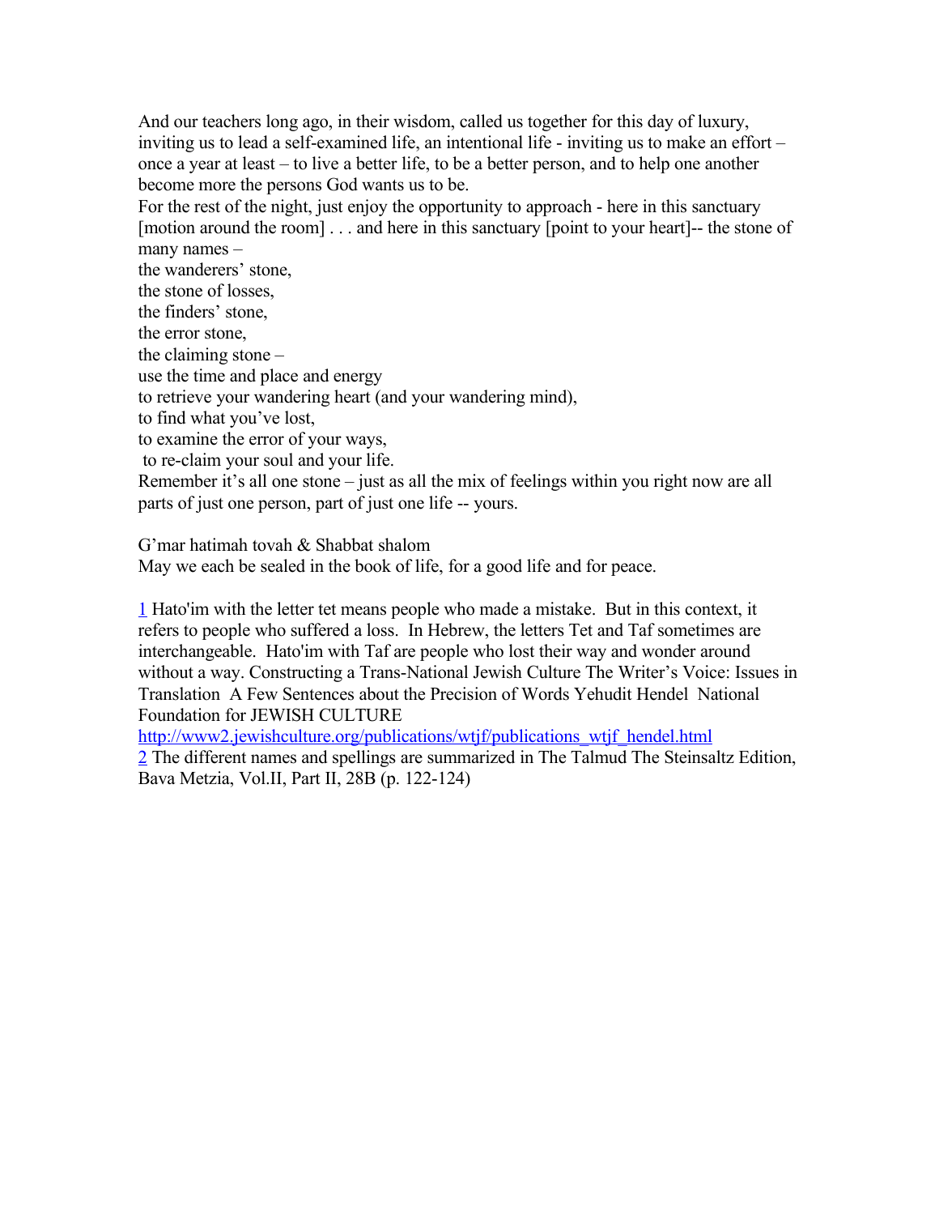And our teachers long ago, in their wisdom, called us together for this day of luxury, inviting us to lead a self-examined life, an intentional life - inviting us to make an effort – once a year at least – to live a better life, to be a better person, and to help one another become more the persons God wants us to be.

For the rest of the night, just enjoy the opportunity to approach - here in this sanctuary [motion around the room] . . . and here in this sanctuary [point to your heart]-- the stone of many names –

the wanderers' stone,
the stone of losses,
the finders' stone,
the error stone,
the claiming stone –
use the time and place and energy
to retrieve your wandering heart (and your wandering mind),
to find what you've lost,
to examine the error of your ways,
to re-claim your soul and your life.

Remember it's all one stone – just as all the mix of feelings within you right now are all parts of just one person, part of just one life -- yours.

G'mar hatimah tovah & Shabbat shalom
May we each be sealed in the book of life, for a good life and for peace.

[1] Hato'im with the letter tet means people who made a mistake. But in this context, it refers to people who suffered a loss. In Hebrew, the letters Tet and Taf sometimes are interchangeable. Hato'im with Taf are people who lost their way and wonder around without a way. Constructing a Trans-National Jewish Culture The Writer's Voice: Issues in Translation A Few Sentences about the Precision of Words Yehudit Hendel National Foundation for JEWISH CULTURE http://www2.jewishculture.org/publications/wtjf/publications_wtjf_hendel.html

[2] The different names and spellings are summarized in The Talmud The Steinsaltz Edition, Bava Metzia, Vol.II, Part II, 28B (p. 122-124)